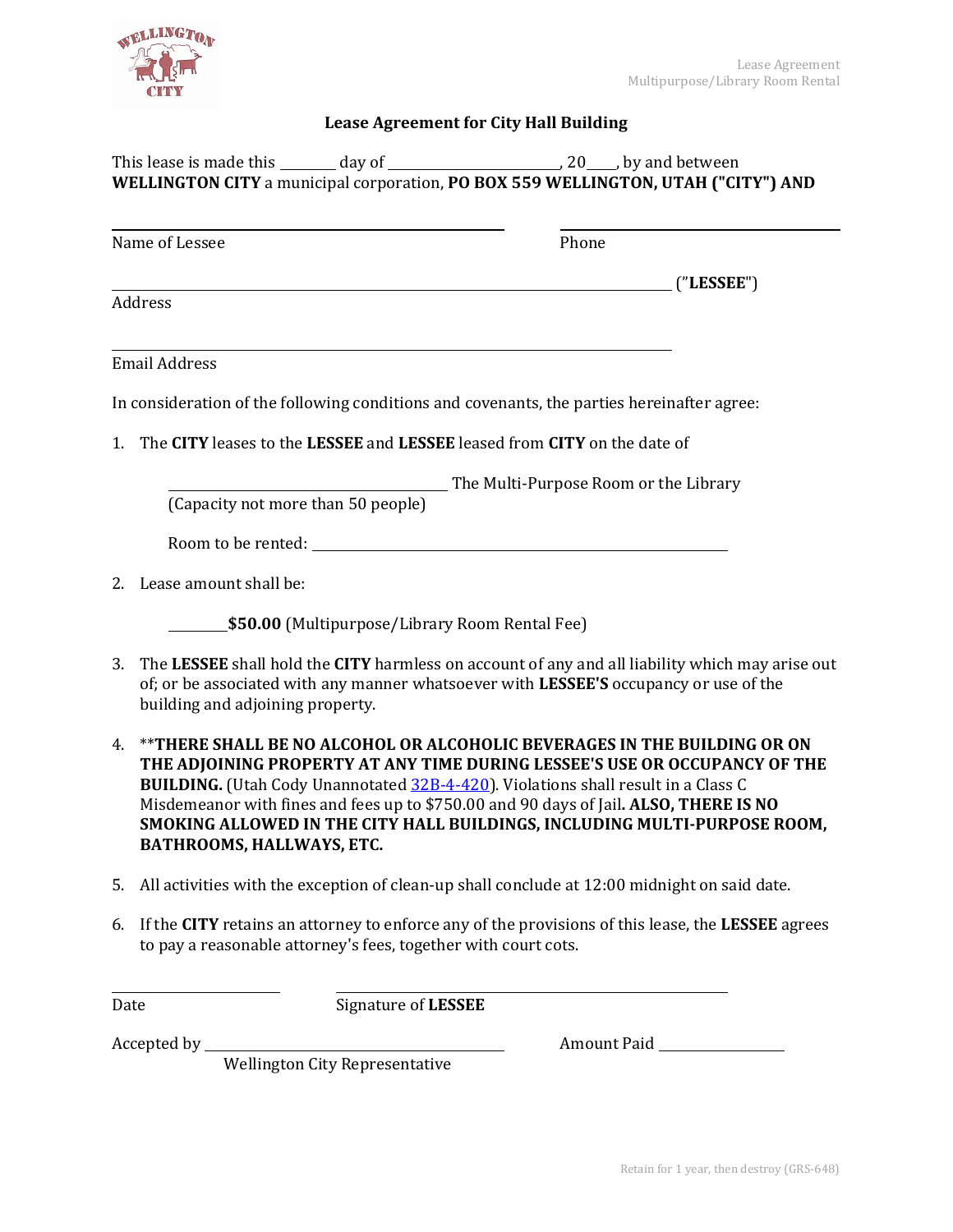# Lease Agreement for City Hall Building

This lease is made this ________ day of ________________________, 20____, by and between **WELLINGTON CITY** a municipal corporation, **PO BOX 559 WELLINGTON, UTAH ("CITY") AND**

______________________________________________ ______________________________

Name of Lessee Phone

_________________________________________________________________ ("**LESSEE**")

Address

_________________________________________________________________

Email Address

In consideration of the following conditions and covenants, the parties hereinafter agree:

1. The **CITY** leases to the **LESSEE** and **LESSEE** leased from **CITY** on the date of

   ________________________________ The Multi-Purpose Room or the Library (Capacity not more than 50 people)

   Room to be rented: ______________________________________________

2. Lease amount shall be:

   ________**$50.00** (Multipurpose/Library Room Rental Fee)

3. The **LESSEE** shall hold the **CITY** harmless on account of any and all liability which may arise out of; or be associated with any manner whatsoever with **LESSEE'S** occupancy or use of the building and adjoining property.

4. \*\***THERE SHALL BE NO ALCOHOL OR ALCOHOLIC BEVERAGES IN THE BUILDING OR ON THE ADJOINING PROPERTY AT ANY TIME DURING LESSEE'S USE OR OCCUPANCY OF THE BUILDING.** (Utah Cody Unannotated 32B-4-420). Violations shall result in a Class C Misdemeanor with fines and fees up to $750.00 and 90 days of Jail**. ALSO, THERE IS NO SMOKING ALLOWED IN THE CITY HALL BUILDINGS, INCLUDING MULTI-PURPOSE ROOM, BATHROOMS, HALLWAYS, ETC.**

5. All activities with the exception of clean-up shall conclude at 12:00 midnight on said date.

6. If the **CITY** retains an attorney to enforce any of the provisions of this lease, the **LESSEE** agrees to pay a reasonable attorney's fees, together with court cots.

____________________ ____________________________________________

Date Signature of **LESSEE**

Accepted by ____________________________________ Amount Paid ________________

Wellington City Representative

Retain for 1 year, then destroy (GRS-648)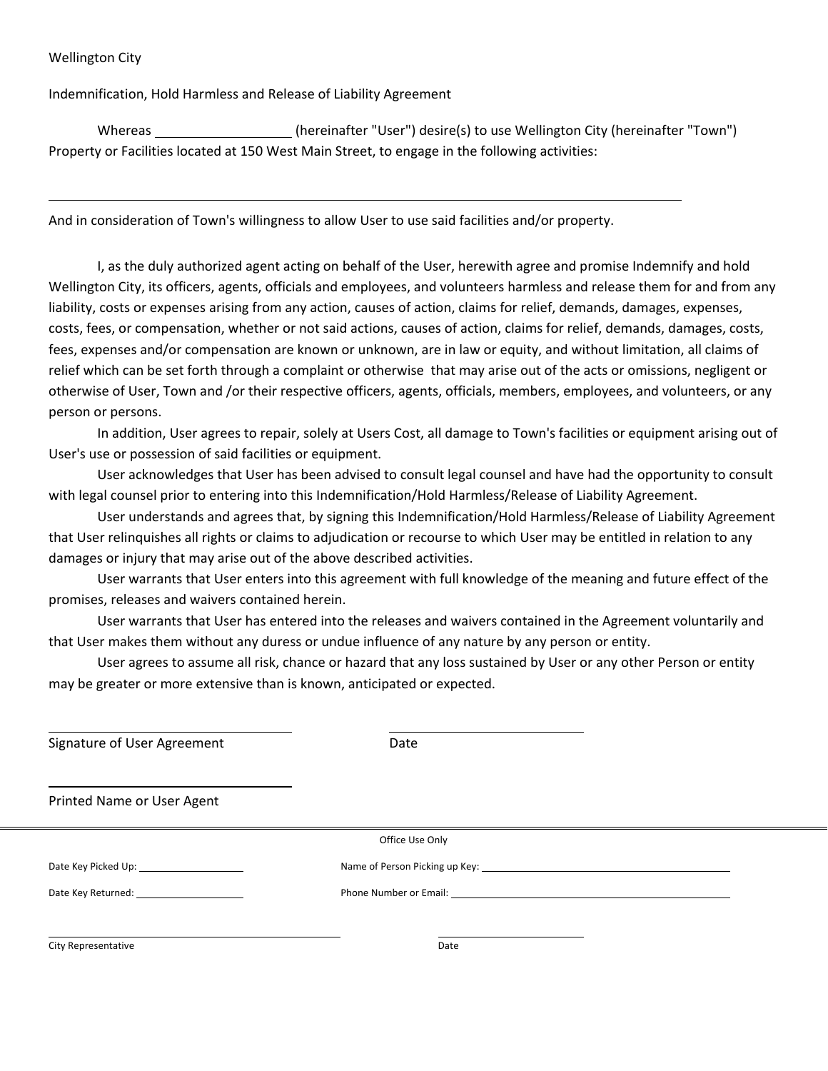Wellington City

Indemnification, Hold Harmless and Release of Liability Agreement

Whereas ____________________ (hereinafter "User") desire(s) to use Wellington City (hereinafter "Town") Property or Facilities located at 150 West Main Street, to engage in the following activities:

______________________________________________________________________________

And in consideration of Town's willingness to allow User to use said facilities and/or property.

I, as the duly authorized agent acting on behalf of the User, herewith agree and promise Indemnify and hold Wellington City, its officers, agents, officials and employees, and volunteers harmless and release them for and from any liability, costs or expenses arising from any action, causes of action, claims for relief, demands, damages, expenses, costs, fees, or compensation, whether or not said actions, causes of action, claims for relief, demands, damages, costs, fees, expenses and/or compensation are known or unknown, are in law or equity, and without limitation, all claims of relief which can be set forth through a complaint or otherwise that may arise out of the acts or omissions, negligent or otherwise of User, Town and /or their respective officers, agents, officials, members, employees, and volunteers, or any person or persons.

In addition, User agrees to repair, solely at Users Cost, all damage to Town's facilities or equipment arising out of User's use or possession of said facilities or equipment.

User acknowledges that User has been advised to consult legal counsel and have had the opportunity to consult with legal counsel prior to entering into this Indemnification/Hold Harmless/Release of Liability Agreement.

User understands and agrees that, by signing this Indemnification/Hold Harmless/Release of Liability Agreement that User relinquishes all rights or claims to adjudication or recourse to which User may be entitled in relation to any damages or injury that may arise out of the above described activities.

User warrants that User enters into this agreement with full knowledge of the meaning and future effect of the promises, releases and waivers contained herein.

User warrants that User has entered into the releases and waivers contained in the Agreement voluntarily and that User makes them without any duress or undue influence of any nature by any person or entity.

User agrees to assume all risk, chance or hazard that any loss sustained by User or any other Person or entity may be greater or more extensive than is known, anticipated or expected.

______________________________ ______________________________

Signature of User Agreement Date

______________________________

Printed Name or User Agent

---

Office Use Only

Date Key Picked Up: ____________________ Name of Person Picking up Key: ______________________________

Date Key Returned: ____________________ Phone Number or Email: ______________________________

______________________________ ____________________

City Representative Date